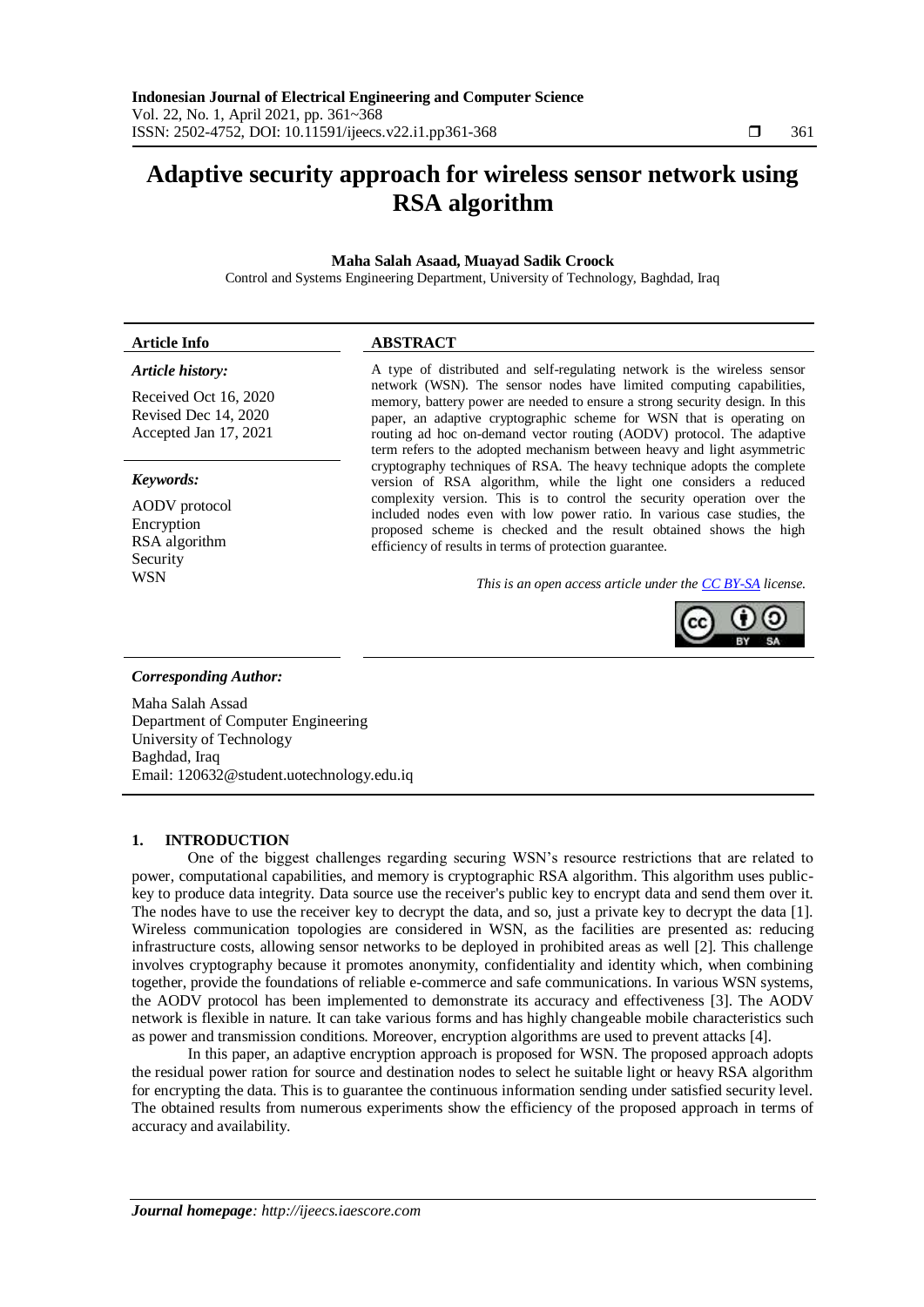# Adaptive security approach for wireless sensor network using RSA algorithm

**Maha Salah Asaad, Muayad Sadik Croock**

Control and Systems Engineering Department, University of Technology, Baghdad, Iraq

---

**Article Info**

***Article history:***

Received Oct 16, 2020
Revised Dec 14, 2020
Accepted Jan 17, 2021

***Keywords:***

AODV protocol
Encryption
RSA algorithm
Security
WSN

**ABSTRACT**

A type of distributed and self-regulating network is the wireless sensor network (WSN). The sensor nodes have limited computing capabilities, memory, battery power are needed to ensure a strong security design. In this paper, an adaptive cryptographic scheme for WSN that is operating on routing ad hoc on-demand vector routing (AODV) protocol. The adaptive term refers to the adopted mechanism between heavy and light asymmetric cryptography techniques of RSA. The heavy technique adopts the complete version of RSA algorithm, while the light one considers a reduced complexity version. This is to control the security operation over the included nodes even with low power ratio. In various case studies, the proposed scheme is checked and the result obtained shows the high efficiency of results in terms of protection guarantee.

*This is an open access article under the CC BY-SA license.*

---

***Corresponding Author:***

Maha Salah Assad
Department of Computer Engineering
University of Technology
Baghdad, Iraq
Email: 120632@student.uotechnology.edu.iq

---

## 1. INTRODUCTION

One of the biggest challenges regarding securing WSN's resource restrictions that are related to power, computational capabilities, and memory is cryptographic RSA algorithm. This algorithm uses public-key to produce data integrity. Data source use the receiver's public key to encrypt data and send them over it. The nodes have to use the receiver key to decrypt the data, and so, just a private key to decrypt the data [1]. Wireless communication topologies are considered in WSN, as the facilities are presented as: reducing infrastructure costs, allowing sensor networks to be deployed in prohibited areas as well [2]. This challenge involves cryptography because it promotes anonymity, confidentiality and identity which, when combining together, provide the foundations of reliable e-commerce and safe communications. In various WSN systems, the AODV protocol has been implemented to demonstrate its accuracy and effectiveness [3]. The AODV network is flexible in nature. It can take various forms and has highly changeable mobile characteristics such as power and transmission conditions. Moreover, encryption algorithms are used to prevent attacks [4].

In this paper, an adaptive encryption approach is proposed for WSN. The proposed approach adopts the residual power ration for source and destination nodes to select he suitable light or heavy RSA algorithm for encrypting the data. This is to guarantee the continuous information sending under satisfied security level. The obtained results from numerous experiments show the efficiency of the proposed approach in terms of accuracy and availability.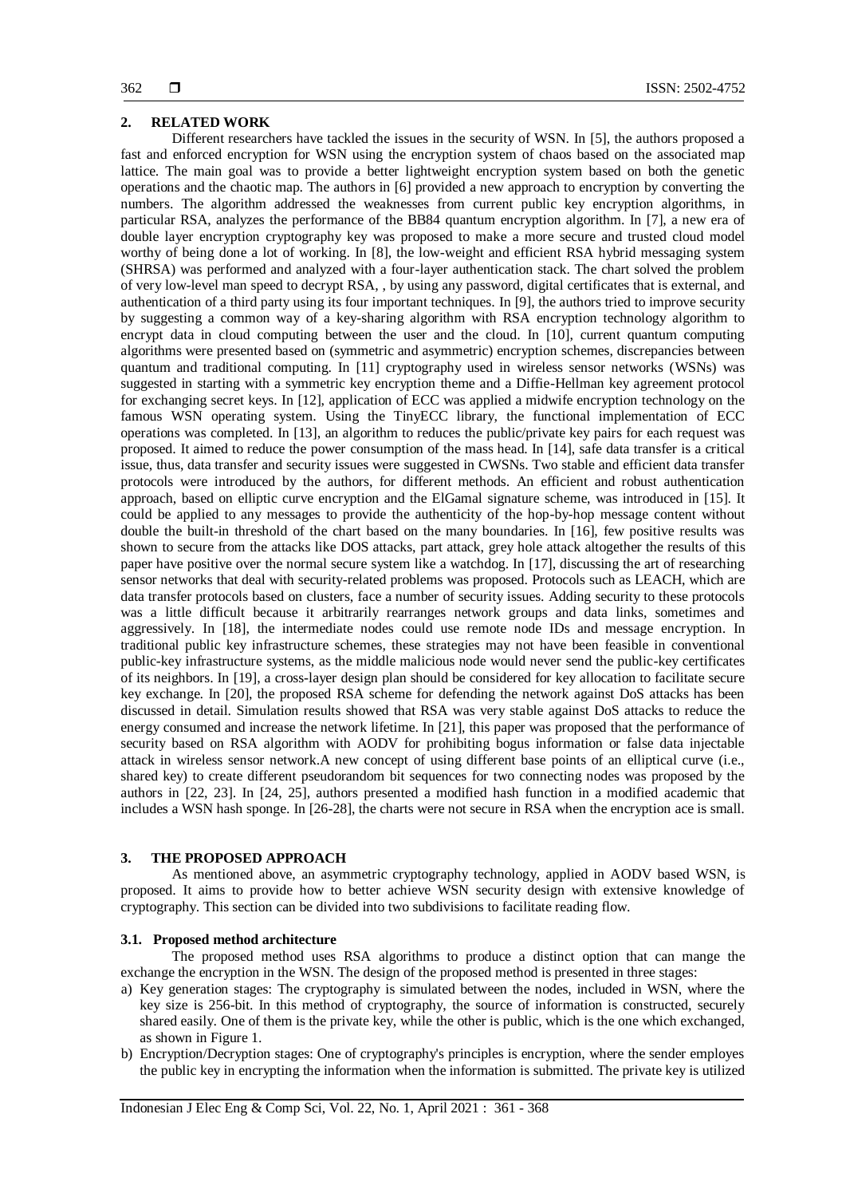## 2. RELATED WORK

Different researchers have tackled the issues in the security of WSN. In [5], the authors proposed a fast and enforced encryption for WSN using the encryption system of chaos based on the associated map lattice. The main goal was to provide a better lightweight encryption system based on both the genetic operations and the chaotic map. The authors in [6] provided a new approach to encryption by converting the numbers. The algorithm addressed the weaknesses from current public key encryption algorithms, in particular RSA, analyzes the performance of the BB84 quantum encryption algorithm. In [7], a new era of double layer encryption cryptography key was proposed to make a more secure and trusted cloud model worthy of being done a lot of working. In [8], the low-weight and efficient RSA hybrid messaging system (SHRSA) was performed and analyzed with a four-layer authentication stack. The chart solved the problem of very low-level man speed to decrypt RSA, , by using any password, digital certificates that is external, and authentication of a third party using its four important techniques. In [9], the authors tried to improve security by suggesting a common way of a key-sharing algorithm with RSA encryption technology algorithm to encrypt data in cloud computing between the user and the cloud. In [10], current quantum computing algorithms were presented based on (symmetric and asymmetric) encryption schemes, discrepancies between quantum and traditional computing. In [11] cryptography used in wireless sensor networks (WSNs) was suggested in starting with a symmetric key encryption theme and a Diffie-Hellman key agreement protocol for exchanging secret keys. In [12], application of ECC was applied a midwife encryption technology on the famous WSN operating system. Using the TinyECC library, the functional implementation of ECC operations was completed. In [13], an algorithm to reduces the public/private key pairs for each request was proposed. It aimed to reduce the power consumption of the mass head. In [14], safe data transfer is a critical issue, thus, data transfer and security issues were suggested in CWSNs. Two stable and efficient data transfer protocols were introduced by the authors, for different methods. An efficient and robust authentication approach, based on elliptic curve encryption and the ElGamal signature scheme, was introduced in [15]. It could be applied to any messages to provide the authenticity of the hop-by-hop message content without double the built-in threshold of the chart based on the many boundaries. In [16], few positive results was shown to secure from the attacks like DOS attacks, part attack, grey hole attack altogether the results of this paper have positive over the normal secure system like a watchdog. In [17], discussing the art of researching sensor networks that deal with security-related problems was proposed. Protocols such as LEACH, which are data transfer protocols based on clusters, face a number of security issues. Adding security to these protocols was a little difficult because it arbitrarily rearranges network groups and data links, sometimes and aggressively. In [18], the intermediate nodes could use remote node IDs and message encryption. In traditional public key infrastructure schemes, these strategies may not have been feasible in conventional public-key infrastructure systems, as the middle malicious node would never send the public-key certificates of its neighbors. In [19], a cross-layer design plan should be considered for key allocation to facilitate secure key exchange. In [20], the proposed RSA scheme for defending the network against DoS attacks has been discussed in detail. Simulation results showed that RSA was very stable against DoS attacks to reduce the energy consumed and increase the network lifetime. In [21], this paper was proposed that the performance of security based on RSA algorithm with AODV for prohibiting bogus information or false data injectable attack in wireless sensor network.A new concept of using different base points of an elliptical curve (i.e., shared key) to create different pseudorandom bit sequences for two connecting nodes was proposed by the authors in [22, 23]. In [24, 25], authors presented a modified hash function in a modified academic that includes a WSN hash sponge. In [26-28], the charts were not secure in RSA when the encryption ace is small.

## 3. THE PROPOSED APPROACH

As mentioned above, an asymmetric cryptography technology, applied in AODV based WSN, is proposed. It aims to provide how to better achieve WSN security design with extensive knowledge of cryptography. This section can be divided into two subdivisions to facilitate reading flow.

### 3.1. Proposed method architecture

The proposed method uses RSA algorithms to produce a distinct option that can mange the exchange the encryption in the WSN. The design of the proposed method is presented in three stages:

a) Key generation stages: The cryptography is simulated between the nodes, included in WSN, where the key size is 256-bit. In this method of cryptography, the source of information is constructed, securely shared easily. One of them is the private key, while the other is public, which is the one which exchanged, as shown in Figure 1.
b) Encryption/Decryption stages: One of cryptography's principles is encryption, where the sender employes the public key in encrypting the information when the information is submitted. The private key is utilized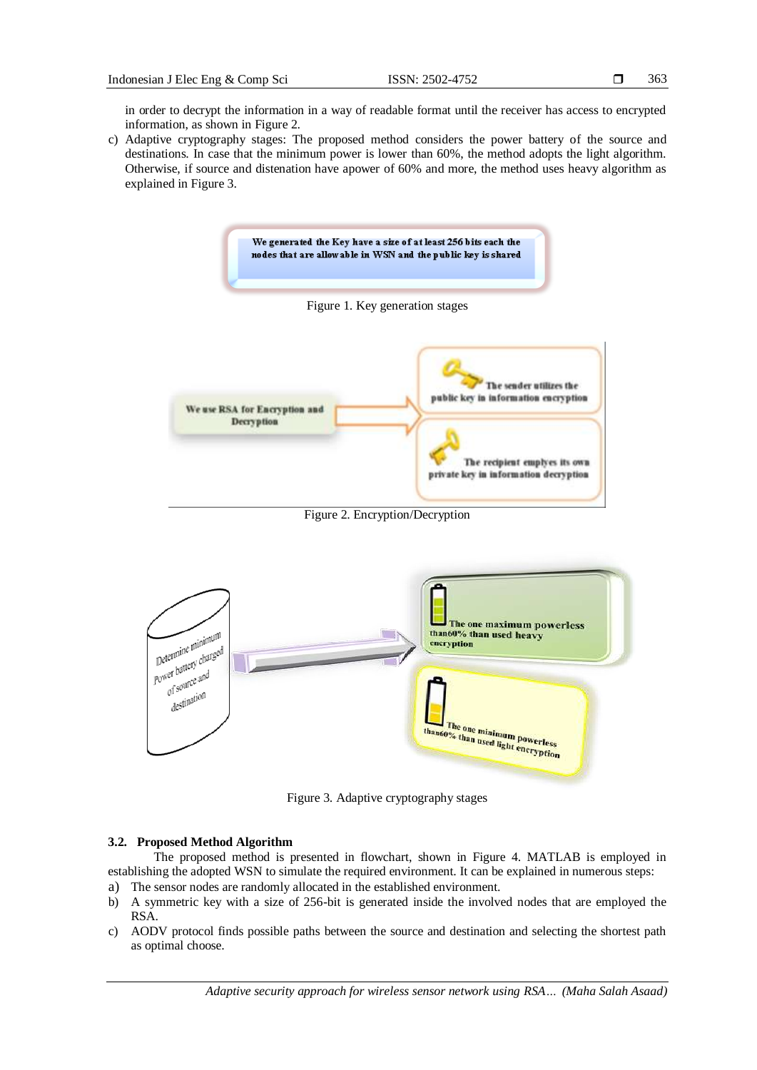in order to decrypt the information in a way of readable format until the receiver has access to encrypted information, as shown in Figure 2.

c) Adaptive cryptography stages: The proposed method considers the power battery of the source and destinations. In case that the minimum power is lower than 60%, the method adopts the light algorithm. Otherwise, if source and distenation have apower of 60% and more, the method uses heavy algorithm as explained in Figure 3.

Figure 1. Key generation stages

Figure 2. Encryption/Decryption

Figure 3. Adaptive cryptography stages

### 3.2. Proposed Method Algorithm

The proposed method is presented in flowchart, shown in Figure 4. MATLAB is employed in establishing the adopted WSN to simulate the required environment. It can be explained in numerous steps:

a) The sensor nodes are randomly allocated in the established environment.
b) A symmetric key with a size of 256-bit is generated inside the involved nodes that are employed the RSA.
c) AODV protocol finds possible paths between the source and destination and selecting the shortest path as optimal choose.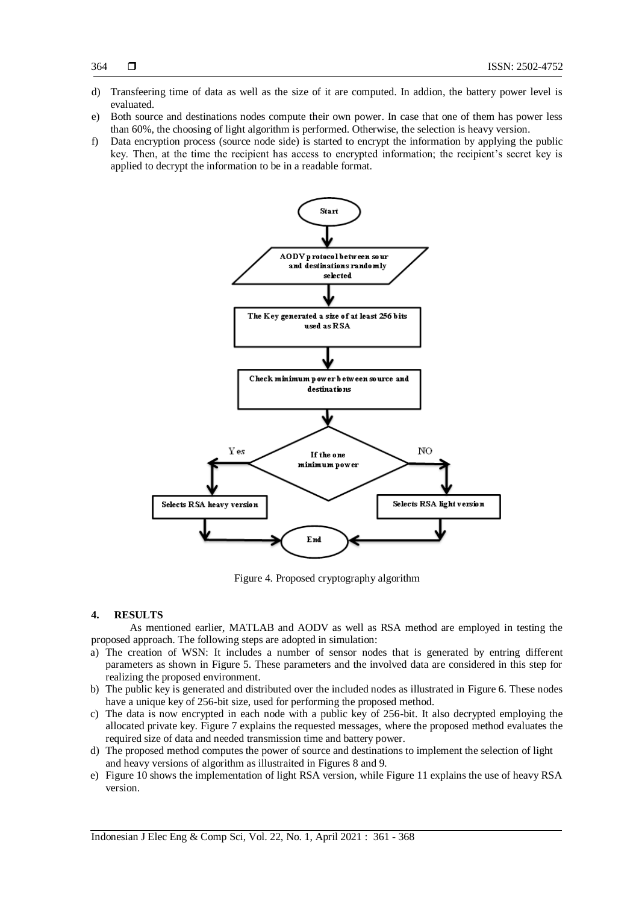d) Transfeering time of data as well as the size of it are computed. In addion, the battery power level is evaluated.
e) Both source and destinations nodes compute their own power. In case that one of them has power less than 60%, the choosing of light algorithm is performed. Otherwise, the selection is heavy version.
f) Data encryption process (source node side) is started to encrypt the information by applying the public key. Then, at the time the recipient has access to encrypted information; the recipient's secret key is applied to decrypt the information to be in a readable format.

Figure 4. Proposed cryptography algorithm

## 4. RESULTS

As mentioned earlier, MATLAB and AODV as well as RSA method are employed in testing the proposed approach. The following steps are adopted in simulation:

a) The creation of WSN: It includes a number of sensor nodes that is generated by entring different parameters as shown in Figure 5. These parameters and the involved data are considered in this step for realizing the proposed environment.
b) The public key is generated and distributed over the included nodes as illustrated in Figure 6. These nodes have a unique key of 256-bit size, used for performing the proposed method.
c) The data is now encrypted in each node with a public key of 256-bit. It also decrypted employing the allocated private key. Figure 7 explains the requested messages, where the proposed method evaluates the required size of data and needed transmission time and battery power.
d) The proposed method computes the power of source and destinations to implement the selection of light and heavy versions of algorithm as illustraited in Figures 8 and 9.
e) Figure 10 shows the implementation of light RSA version, while Figure 11 explains the use of heavy RSA version.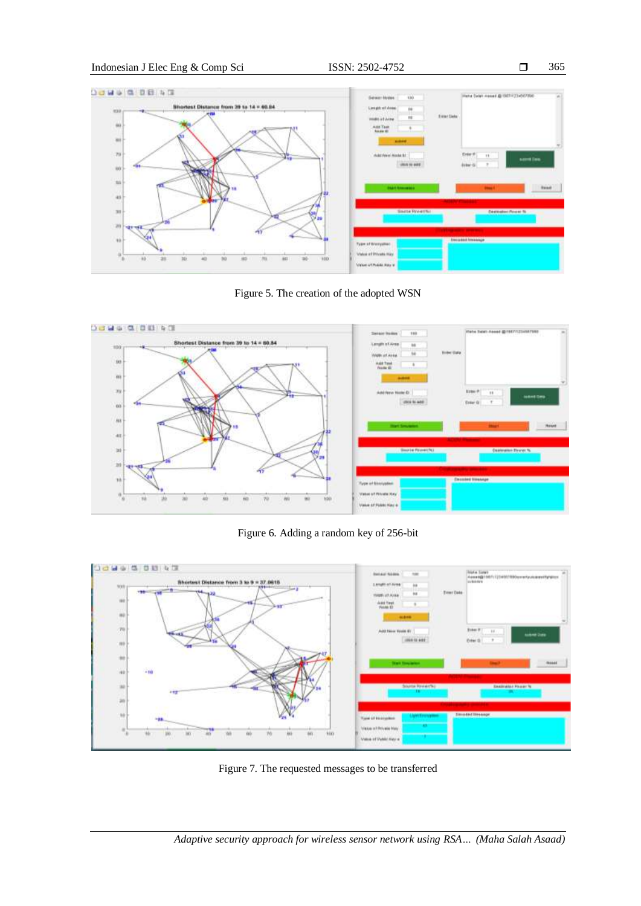Figure 5. The creation of the adopted WSN

Figure 6. Adding a random key of 256-bit

Figure 7. The requested messages to be transferred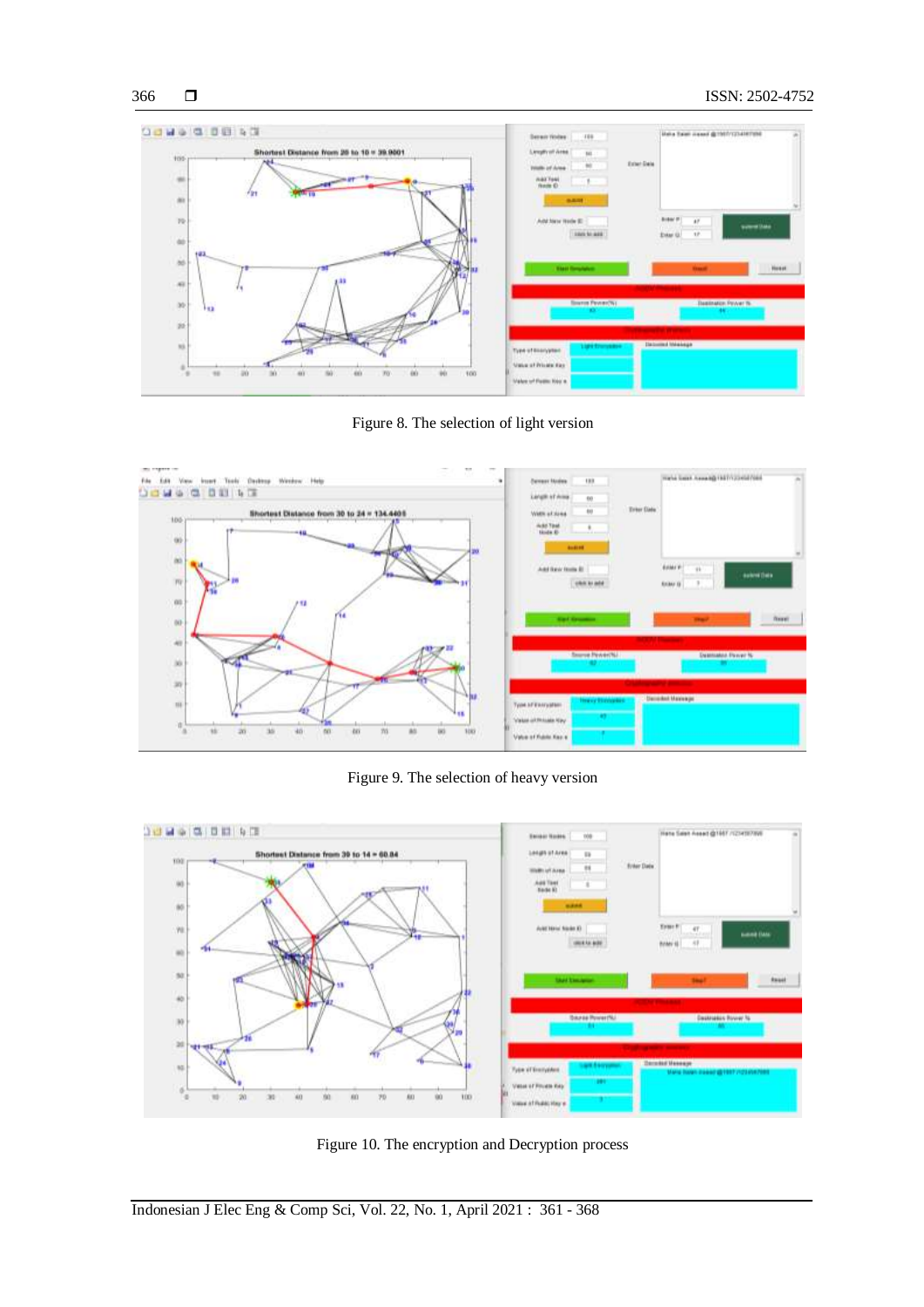Figure 8. The selection of light version

Figure 9. The selection of heavy version

Figure 10. The encryption and Decryption process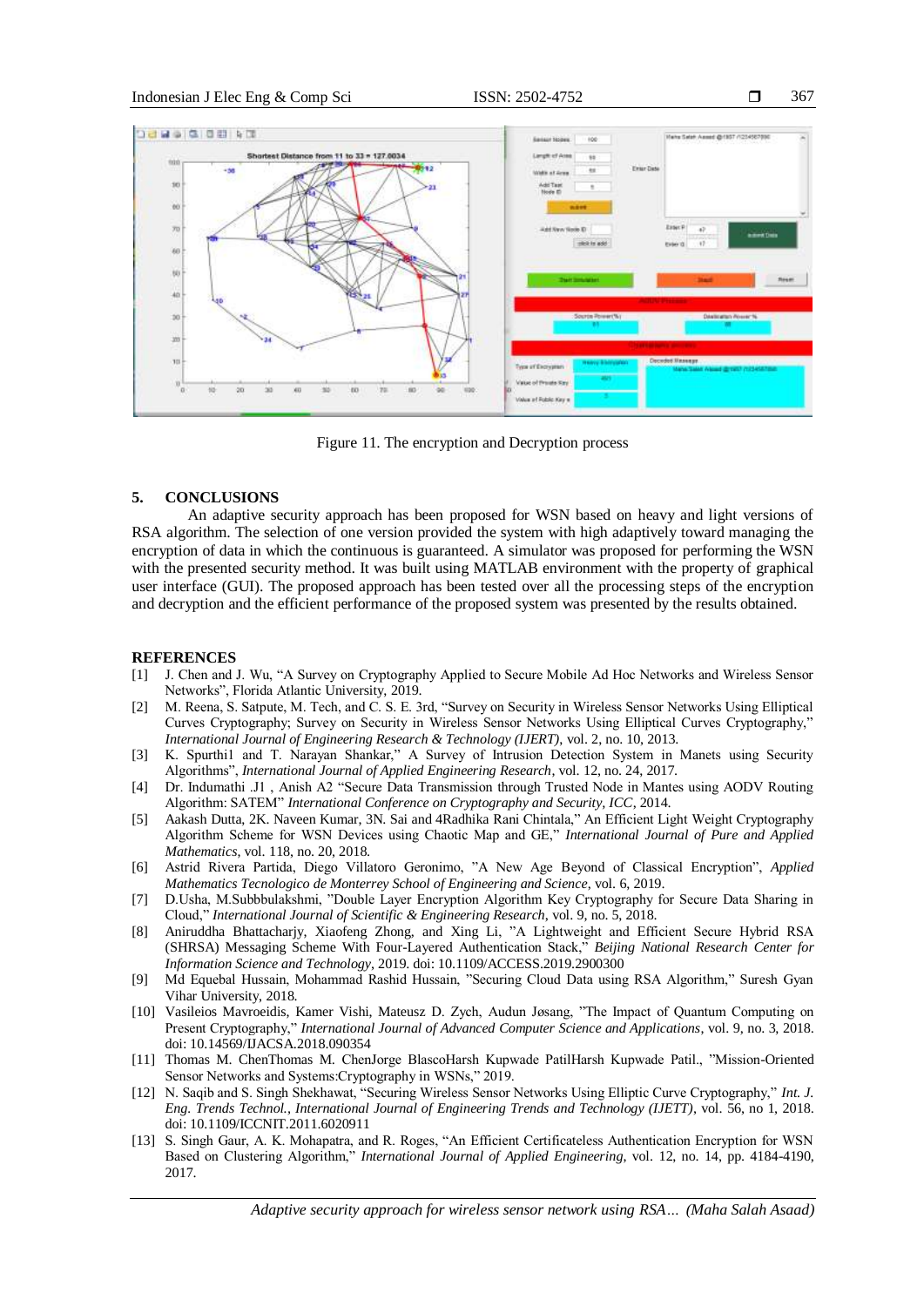Figure 11. The encryption and Decryption process

## 5. CONCLUSIONS

An adaptive security approach has been proposed for WSN based on heavy and light versions of RSA algorithm. The selection of one version provided the system with high adaptively toward managing the encryption of data in which the continuous is guaranteed. A simulator was proposed for performing the WSN with the presented security method. It was built using MATLAB environment with the property of graphical user interface (GUI). The proposed approach has been tested over all the processing steps of the encryption and decryption and the efficient performance of the proposed system was presented by the results obtained.

## REFERENCES

[1] J. Chen and J. Wu, "A Survey on Cryptography Applied to Secure Mobile Ad Hoc Networks and Wireless Sensor Networks", Florida Atlantic University, 2019.

[2] M. Reena, S. Satpute, M. Tech, and C. S. E. 3rd, "Survey on Security in Wireless Sensor Networks Using Elliptical Curves Cryptography; Survey on Security in Wireless Sensor Networks Using Elliptical Curves Cryptography," *International Journal of Engineering Research & Technology (IJERT)*, vol. 2, no. 10, 2013.

[3] K. Spurthi1 and T. Narayan Shankar," A Survey of Intrusion Detection System in Manets using Security Algorithms", *International Journal of Applied Engineering Research*, vol. 12, no. 24, 2017.

[4] Dr. Indumathi .J1 , Anish A2 "Secure Data Transmission through Trusted Node in Mantes using AODV Routing Algorithm: SATEM" *International Conference on Cryptography and Security, ICC*, 2014.

[5] Aakash Dutta, 2K. Naveen Kumar, 3N. Sai and 4Radhika Rani Chintala," An Efficient Light Weight Cryptography Algorithm Scheme for WSN Devices using Chaotic Map and GE," *International Journal of Pure and Applied Mathematics*, vol. 118, no. 20, 2018.

[6] Astrid Rivera Partida, Diego Villatoro Geronimo, "A New Age Beyond of Classical Encryption", *Applied Mathematics Tecnologico de Monterrey School of Engineering and Science*, vol. 6, 2019.

[7] D.Usha, M.Subbbulakshmi, "Double Layer Encryption Algorithm Key Cryptography for Secure Data Sharing in Cloud," *International Journal of Scientific & Engineering Research*, vol. 9, no. 5, 2018.

[8] Aniruddha Bhattacharjy, Xiaofeng Zhong, and Xing Li, "A Lightweight and Efficient Secure Hybrid RSA (SHRSA) Messaging Scheme With Four-Layered Authentication Stack," *Beijing National Research Center for Information Science and Technology*, 2019. doi: 10.1109/ACCESS.2019.2900300

[9] Md Equebal Hussain, Mohammad Rashid Hussain, "Securing Cloud Data using RSA Algorithm," Suresh Gyan Vihar University, 2018.

[10] Vasileios Mavroeidis, Kamer Vishi, Mateusz D. Zych, Audun Jøsang, "The Impact of Quantum Computing on Present Cryptography," *International Journal of Advanced Computer Science and Applications*, vol. 9, no. 3, 2018. doi: 10.14569/IJACSA.2018.090354

[11] Thomas M. ChenThomas M. ChenJorge BlascoHarsh Kupwade PatilHarsh Kupwade Patil., "Mission-Oriented Sensor Networks and Systems:Cryptography in WSNs," 2019.

[12] N. Saqib and S. Singh Shekhawat, "Securing Wireless Sensor Networks Using Elliptic Curve Cryptography," *Int. J. Eng. Trends Technol., International Journal of Engineering Trends and Technology (IJETT)*, vol. 56, no 1, 2018. doi: 10.1109/ICCNIT.2011.6020911

[13] S. Singh Gaur, A. K. Mohapatra, and R. Roges, "An Efficient Certificateless Authentication Encryption for WSN Based on Clustering Algorithm," *International Journal of Applied Engineering*, vol. 12, no. 14, pp. 4184-4190, 2017.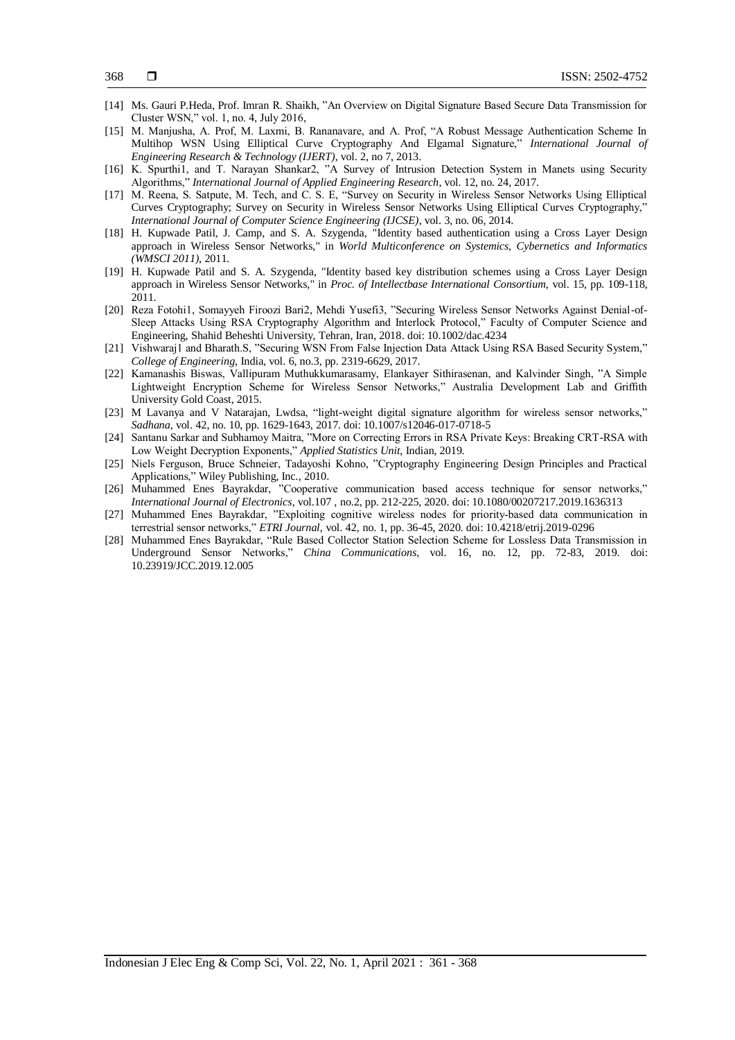[14] Ms. Gauri P.Heda, Prof. Imran R. Shaikh, "An Overview on Digital Signature Based Secure Data Transmission for Cluster WSN," vol. 1, no. 4, July 2016,

[15] M. Manjusha, A. Prof, M. Laxmi, B. Rananavare, and A. Prof, "A Robust Message Authentication Scheme In Multihop WSN Using Elliptical Curve Cryptography And Elgamal Signature," *International Journal of Engineering Research & Technology (IJERT)*, vol. 2, no 7, 2013.

[16] K. Spurthi1, and T. Narayan Shankar2, "A Survey of Intrusion Detection System in Manets using Security Algorithms," *International Journal of Applied Engineering Research*, vol. 12, no. 24, 2017.

[17] M. Reena, S. Satpute, M. Tech, and C. S. E, "Survey on Security in Wireless Sensor Networks Using Elliptical Curves Cryptography; Survey on Security in Wireless Sensor Networks Using Elliptical Curves Cryptography," *International Journal of Computer Science Engineering (IJCSE)*, vol. 3, no. 06, 2014.

[18] H. Kupwade Patil, J. Camp, and S. A. Szygenda, "Identity based authentication using a Cross Layer Design approach in Wireless Sensor Networks," in *World Multiconference on Systemics, Cybernetics and Informatics (WMSCI 2011)*, 2011.

[19] H. Kupwade Patil and S. A. Szygenda, "Identity based key distribution schemes using a Cross Layer Design approach in Wireless Sensor Networks," in *Proc. of Intellectbase International Consortium*, vol. 15, pp. 109-118, 2011.

[20] Reza Fotohi1, Somayyeh Firoozi Bari2, Mehdi Yusefi3, "Securing Wireless Sensor Networks Against Denial-of-Sleep Attacks Using RSA Cryptography Algorithm and Interlock Protocol," Faculty of Computer Science and Engineering, Shahid Beheshti University, Tehran, Iran, 2018. doi: 10.1002/dac.4234

[21] Vishwaraj1 and Bharath.S, "Securing WSN From False Injection Data Attack Using RSA Based Security System," *College of Engineering*, India, vol. 6, no.3, pp. 2319-6629, 2017.

[22] Kamanashis Biswas, Vallipuram Muthukkumarasamy, Elankayer Sithirasenan, and Kalvinder Singh, "A Simple Lightweight Encryption Scheme for Wireless Sensor Networks," Australia Development Lab and Griffith University Gold Coast, 2015.

[23] M Lavanya and V Natarajan, Lwdsa, "light-weight digital signature algorithm for wireless sensor networks," *Sadhana*, vol. 42, no. 10, pp. 1629-1643, 2017. doi: 10.1007/s12046-017-0718-5

[24] Santanu Sarkar and Subhamoy Maitra, "More on Correcting Errors in RSA Private Keys: Breaking CRT-RSA with Low Weight Decryption Exponents," *Applied Statistics Unit*, Indian, 2019.

[25] Niels Ferguson, Bruce Schneier, Tadayoshi Kohno, "Cryptography Engineering Design Principles and Practical Applications," Wiley Publishing, Inc., 2010.

[26] Muhammed Enes Bayrakdar, "Cooperative communication based access technique for sensor networks," *International Journal of Electronics*, vol.107 , no.2, pp. 212-225, 2020. doi: 10.1080/00207217.2019.1636313

[27] Muhammed Enes Bayrakdar, "Exploiting cognitive wireless nodes for priority-based data communication in terrestrial sensor networks," *ETRI Journal*, vol. 42, no. 1, pp. 36-45, 2020. doi: 10.4218/etrij.2019-0296

[28] Muhammed Enes Bayrakdar, "Rule Based Collector Station Selection Scheme for Lossless Data Transmission in Underground Sensor Networks," *China Communications*, vol. 16, no. 12, pp. 72-83, 2019. doi: 10.23919/JCC.2019.12.005